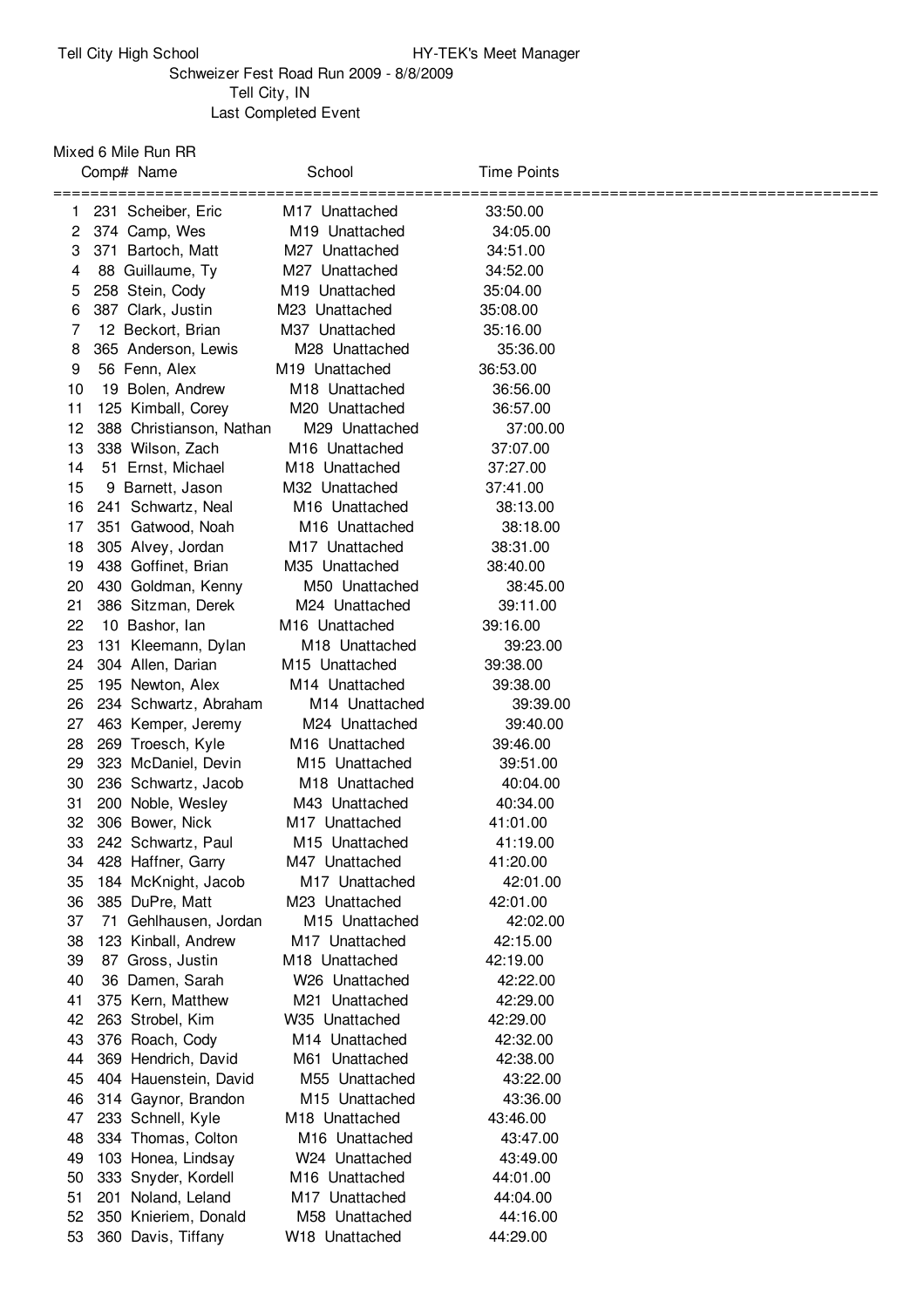Tell City High School — HY-TEK's Meet Manager

Schweizer Fest Road Run 2009 - 8/8/2009

Tell City, IN

Last Completed Event

## Mixed 6 Mile Run RR

| | Comp# | Name | School | | Time | Points |
|---|---|---|---|---|---|---|
| 1 | 231 | Scheiber, Eric | M17 | Unattached | 33:50.00 | |
| 2 | 374 | Camp, Wes | M19 | Unattached | 34:05.00 | |
| 3 | 371 | Bartoch, Matt | M27 | Unattached | 34:51.00 | |
| 4 | 88 | Guillaume, Ty | M27 | Unattached | 34:52.00 | |
| 5 | 258 | Stein, Cody | M19 | Unattached | 35:04.00 | |
| 6 | 387 | Clark, Justin | M23 | Unattached | 35:08.00 | |
| 7 | 12 | Beckort, Brian | M37 | Unattached | 35:16.00 | |
| 8 | 365 | Anderson, Lewis | M28 | Unattached | 35:36.00 | |
| 9 | 56 | Fenn, Alex | M19 | Unattached | 36:53.00 | |
| 10 | 19 | Bolen, Andrew | M18 | Unattached | 36:56.00 | |
| 11 | 125 | Kimball, Corey | M20 | Unattached | 36:57.00 | |
| 12 | 388 | Christianson, Nathan | M29 | Unattached | 37:00.00 | |
| 13 | 338 | Wilson, Zach | M16 | Unattached | 37:07.00 | |
| 14 | 51 | Ernst, Michael | M18 | Unattached | 37:27.00 | |
| 15 | 9 | Barnett, Jason | M32 | Unattached | 37:41.00 | |
| 16 | 241 | Schwartz, Neal | M16 | Unattached | 38:13.00 | |
| 17 | 351 | Gatwood, Noah | M16 | Unattached | 38:18.00 | |
| 18 | 305 | Alvey, Jordan | M17 | Unattached | 38:31.00 | |
| 19 | 438 | Goffinet, Brian | M35 | Unattached | 38:40.00 | |
| 20 | 430 | Goldman, Kenny | M50 | Unattached | 38:45.00 | |
| 21 | 386 | Sitzman, Derek | M24 | Unattached | 39:11.00 | |
| 22 | 10 | Bashor, Ian | M16 | Unattached | 39:16.00 | |
| 23 | 131 | Kleemann, Dylan | M18 | Unattached | 39:23.00 | |
| 24 | 304 | Allen, Darian | M15 | Unattached | 39:38.00 | |
| 25 | 195 | Newton, Alex | M14 | Unattached | 39:38.00 | |
| 26 | 234 | Schwartz, Abraham | M14 | Unattached | 39:39.00 | |
| 27 | 463 | Kemper, Jeremy | M24 | Unattached | 39:40.00 | |
| 28 | 269 | Troesch, Kyle | M16 | Unattached | 39:46.00 | |
| 29 | 323 | McDaniel, Devin | M15 | Unattached | 39:51.00 | |
| 30 | 236 | Schwartz, Jacob | M18 | Unattached | 40:04.00 | |
| 31 | 200 | Noble, Wesley | M43 | Unattached | 40:34.00 | |
| 32 | 306 | Bower, Nick | M17 | Unattached | 41:01.00 | |
| 33 | 242 | Schwartz, Paul | M15 | Unattached | 41:19.00 | |
| 34 | 428 | Haffner, Garry | M47 | Unattached | 41:20.00 | |
| 35 | 184 | McKnight, Jacob | M17 | Unattached | 42:01.00 | |
| 36 | 385 | DuPre, Matt | M23 | Unattached | 42:01.00 | |
| 37 | 71 | Gehlhausen, Jordan | M15 | Unattached | 42:02.00 | |
| 38 | 123 | Kinball, Andrew | M17 | Unattached | 42:15.00 | |
| 39 | 87 | Gross, Justin | M18 | Unattached | 42:19.00 | |
| 40 | 36 | Damen, Sarah | W26 | Unattached | 42:22.00 | |
| 41 | 375 | Kern, Matthew | M21 | Unattached | 42:29.00 | |
| 42 | 263 | Strobel, Kim | W35 | Unattached | 42:29.00 | |
| 43 | 376 | Roach, Cody | M14 | Unattached | 42:32.00 | |
| 44 | 369 | Hendrich, David | M61 | Unattached | 42:38.00 | |
| 45 | 404 | Hauenstein, David | M55 | Unattached | 43:22.00 | |
| 46 | 314 | Gaynor, Brandon | M15 | Unattached | 43:36.00 | |
| 47 | 233 | Schnell, Kyle | M18 | Unattached | 43:46.00 | |
| 48 | 334 | Thomas, Colton | M16 | Unattached | 43:47.00 | |
| 49 | 103 | Honea, Lindsay | W24 | Unattached | 43:49.00 | |
| 50 | 333 | Snyder, Kordell | M16 | Unattached | 44:01.00 | |
| 51 | 201 | Noland, Leland | M17 | Unattached | 44:04.00 | |
| 52 | 350 | Knieriem, Donald | M58 | Unattached | 44:16.00 | |
| 53 | 360 | Davis, Tiffany | W18 | Unattached | 44:29.00 | |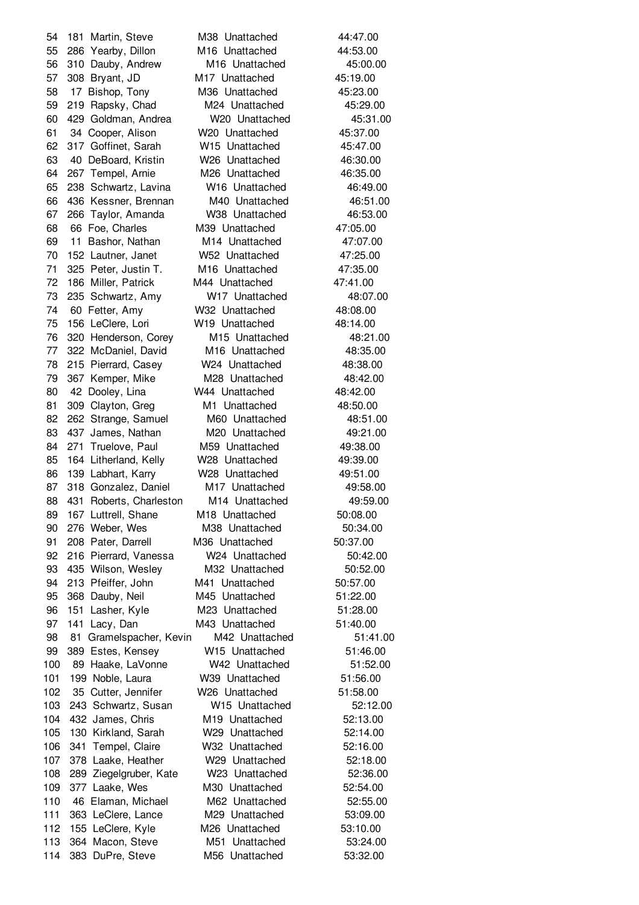| | | | | | |
|---|---|---|---|---|---|
| 54 | 181 | Martin, Steve | M38 | Unattached | 44:47.00 |
| 55 | 286 | Yearby, Dillon | M16 | Unattached | 44:53.00 |
| 56 | 310 | Dauby, Andrew | M16 | Unattached | 45:00.00 |
| 57 | 308 | Bryant, JD | M17 | Unattached | 45:19.00 |
| 58 | 17 | Bishop, Tony | M36 | Unattached | 45:23.00 |
| 59 | 219 | Rapsky, Chad | M24 | Unattached | 45:29.00 |
| 60 | 429 | Goldman, Andrea | W20 | Unattached | 45:31.00 |
| 61 | 34 | Cooper, Alison | W20 | Unattached | 45:37.00 |
| 62 | 317 | Goffinet, Sarah | W15 | Unattached | 45:47.00 |
| 63 | 40 | DeBoard, Kristin | W26 | Unattached | 46:30.00 |
| 64 | 267 | Tempel, Arnie | M26 | Unattached | 46:35.00 |
| 65 | 238 | Schwartz, Lavina | W16 | Unattached | 46:49.00 |
| 66 | 436 | Kessner, Brennan | M40 | Unattached | 46:51.00 |
| 67 | 266 | Taylor, Amanda | W38 | Unattached | 46:53.00 |
| 68 | 66 | Foe, Charles | M39 | Unattached | 47:05.00 |
| 69 | 11 | Bashor, Nathan | M14 | Unattached | 47:07.00 |
| 70 | 152 | Lautner, Janet | W52 | Unattached | 47:25.00 |
| 71 | 325 | Peter, Justin T. | M16 | Unattached | 47:35.00 |
| 72 | 186 | Miller, Patrick | M44 | Unattached | 47:41.00 |
| 73 | 235 | Schwartz, Amy | W17 | Unattached | 48:07.00 |
| 74 | 60 | Fetter, Amy | W32 | Unattached | 48:08.00 |
| 75 | 156 | LeClere, Lori | W19 | Unattached | 48:14.00 |
| 76 | 320 | Henderson, Corey | M15 | Unattached | 48:21.00 |
| 77 | 322 | McDaniel, David | M16 | Unattached | 48:35.00 |
| 78 | 215 | Pierrard, Casey | W24 | Unattached | 48:38.00 |
| 79 | 367 | Kemper, Mike | M28 | Unattached | 48:42.00 |
| 80 | 42 | Dooley, Lina | W44 | Unattached | 48:42.00 |
| 81 | 309 | Clayton, Greg | M1 | Unattached | 48:50.00 |
| 82 | 262 | Strange, Samuel | M60 | Unattached | 48:51.00 |
| 83 | 437 | James, Nathan | M20 | Unattached | 49:21.00 |
| 84 | 271 | Truelove, Paul | M59 | Unattached | 49:38.00 |
| 85 | 164 | Litherland, Kelly | W28 | Unattached | 49:39.00 |
| 86 | 139 | Labhart, Karry | W28 | Unattached | 49:51.00 |
| 87 | 318 | Gonzalez, Daniel | M17 | Unattached | 49:58.00 |
| 88 | 431 | Roberts, Charleston | M14 | Unattached | 49:59.00 |
| 89 | 167 | Luttrell, Shane | M18 | Unattached | 50:08.00 |
| 90 | 276 | Weber, Wes | M38 | Unattached | 50:34.00 |
| 91 | 208 | Pater, Darrell | M36 | Unattached | 50:37.00 |
| 92 | 216 | Pierrard, Vanessa | W24 | Unattached | 50:42.00 |
| 93 | 435 | Wilson, Wesley | M32 | Unattached | 50:52.00 |
| 94 | 213 | Pfeiffer, John | M41 | Unattached | 50:57.00 |
| 95 | 368 | Dauby, Neil | M45 | Unattached | 51:22.00 |
| 96 | 151 | Lasher, Kyle | M23 | Unattached | 51:28.00 |
| 97 | 141 | Lacy, Dan | M43 | Unattached | 51:40.00 |
| 98 | 81 | Gramelspacher, Kevin | M42 | Unattached | 51:41.00 |
| 99 | 389 | Estes, Kensey | W15 | Unattached | 51:46.00 |
| 100 | 89 | Haake, LaVonne | W42 | Unattached | 51:52.00 |
| 101 | 199 | Noble, Laura | W39 | Unattached | 51:56.00 |
| 102 | 35 | Cutter, Jennifer | W26 | Unattached | 51:58.00 |
| 103 | 243 | Schwartz, Susan | W15 | Unattached | 52:12.00 |
| 104 | 432 | James, Chris | M19 | Unattached | 52:13.00 |
| 105 | 130 | Kirkland, Sarah | W29 | Unattached | 52:14.00 |
| 106 | 341 | Tempel, Claire | W32 | Unattached | 52:16.00 |
| 107 | 378 | Laake, Heather | W29 | Unattached | 52:18.00 |
| 108 | 289 | Ziegelgruber, Kate | W23 | Unattached | 52:36.00 |
| 109 | 377 | Laake, Wes | M30 | Unattached | 52:54.00 |
| 110 | 46 | Elaman, Michael | M62 | Unattached | 52:55.00 |
| 111 | 363 | LeClere, Lance | M29 | Unattached | 53:09.00 |
| 112 | 155 | LeClere, Kyle | M26 | Unattached | 53:10.00 |
| 113 | 364 | Macon, Steve | M51 | Unattached | 53:24.00 |
| 114 | 383 | DuPre, Steve | M56 | Unattached | 53:32.00 |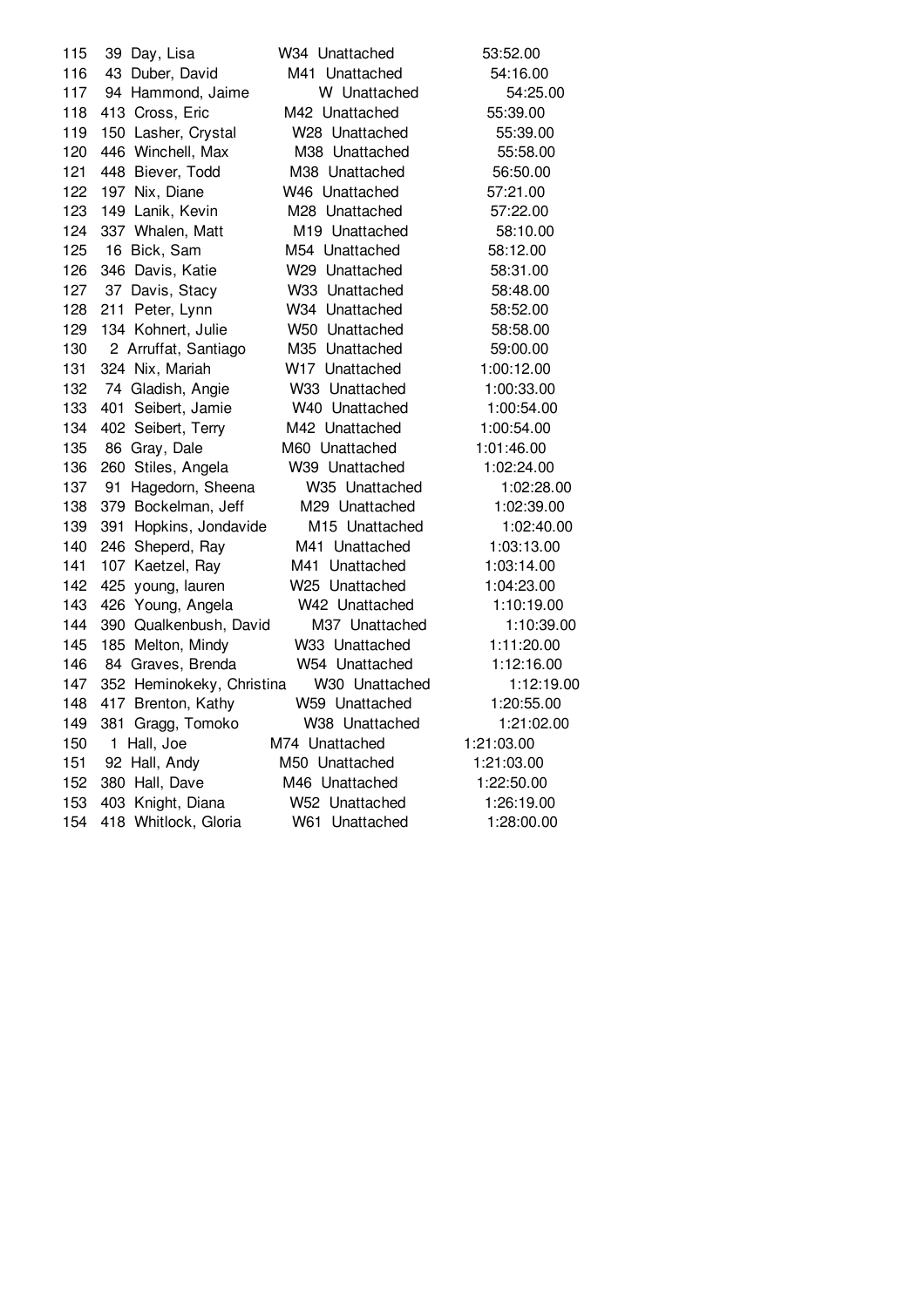| | | | | | |
|---|---|---|---|---|---|
| 115 | 39 | Day, Lisa | W34 | Unattached | 53:52.00 |
| 116 | 43 | Duber, David | M41 | Unattached | 54:16.00 |
| 117 | 94 | Hammond, Jaime | W | Unattached | 54:25.00 |
| 118 | 413 | Cross, Eric | M42 | Unattached | 55:39.00 |
| 119 | 150 | Lasher, Crystal | W28 | Unattached | 55:39.00 |
| 120 | 446 | Winchell, Max | M38 | Unattached | 55:58.00 |
| 121 | 448 | Biever, Todd | M38 | Unattached | 56:50.00 |
| 122 | 197 | Nix, Diane | W46 | Unattached | 57:21.00 |
| 123 | 149 | Lanik, Kevin | M28 | Unattached | 57:22.00 |
| 124 | 337 | Whalen, Matt | M19 | Unattached | 58:10.00 |
| 125 | 16 | Bick, Sam | M54 | Unattached | 58:12.00 |
| 126 | 346 | Davis, Katie | W29 | Unattached | 58:31.00 |
| 127 | 37 | Davis, Stacy | W33 | Unattached | 58:48.00 |
| 128 | 211 | Peter, Lynn | W34 | Unattached | 58:52.00 |
| 129 | 134 | Kohnert, Julie | W50 | Unattached | 58:58.00 |
| 130 | 2 | Arruffat, Santiago | M35 | Unattached | 59:00.00 |
| 131 | 324 | Nix, Mariah | W17 | Unattached | 1:00:12.00 |
| 132 | 74 | Gladish, Angie | W33 | Unattached | 1:00:33.00 |
| 133 | 401 | Seibert, Jamie | W40 | Unattached | 1:00:54.00 |
| 134 | 402 | Seibert, Terry | M42 | Unattached | 1:00:54.00 |
| 135 | 86 | Gray, Dale | M60 | Unattached | 1:01:46.00 |
| 136 | 260 | Stiles, Angela | W39 | Unattached | 1:02:24.00 |
| 137 | 91 | Hagedorn, Sheena | W35 | Unattached | 1:02:28.00 |
| 138 | 379 | Bockelman, Jeff | M29 | Unattached | 1:02:39.00 |
| 139 | 391 | Hopkins, Jondavide | M15 | Unattached | 1:02:40.00 |
| 140 | 246 | Sheperd, Ray | M41 | Unattached | 1:03:13.00 |
| 141 | 107 | Kaetzel, Ray | M41 | Unattached | 1:03:14.00 |
| 142 | 425 | young, lauren | W25 | Unattached | 1:04:23.00 |
| 143 | 426 | Young, Angela | W42 | Unattached | 1:10:19.00 |
| 144 | 390 | Qualkenbush, David | M37 | Unattached | 1:10:39.00 |
| 145 | 185 | Melton, Mindy | W33 | Unattached | 1:11:20.00 |
| 146 | 84 | Graves, Brenda | W54 | Unattached | 1:12:16.00 |
| 147 | 352 | Heminokeky, Christina | W30 | Unattached | 1:12:19.00 |
| 148 | 417 | Brenton, Kathy | W59 | Unattached | 1:20:55.00 |
| 149 | 381 | Gragg, Tomoko | W38 | Unattached | 1:21:02.00 |
| 150 | 1 | Hall, Joe | M74 | Unattached | 1:21:03.00 |
| 151 | 92 | Hall, Andy | M50 | Unattached | 1:21:03.00 |
| 152 | 380 | Hall, Dave | M46 | Unattached | 1:22:50.00 |
| 153 | 403 | Knight, Diana | W52 | Unattached | 1:26:19.00 |
| 154 | 418 | Whitlock, Gloria | W61 | Unattached | 1:28:00.00 |